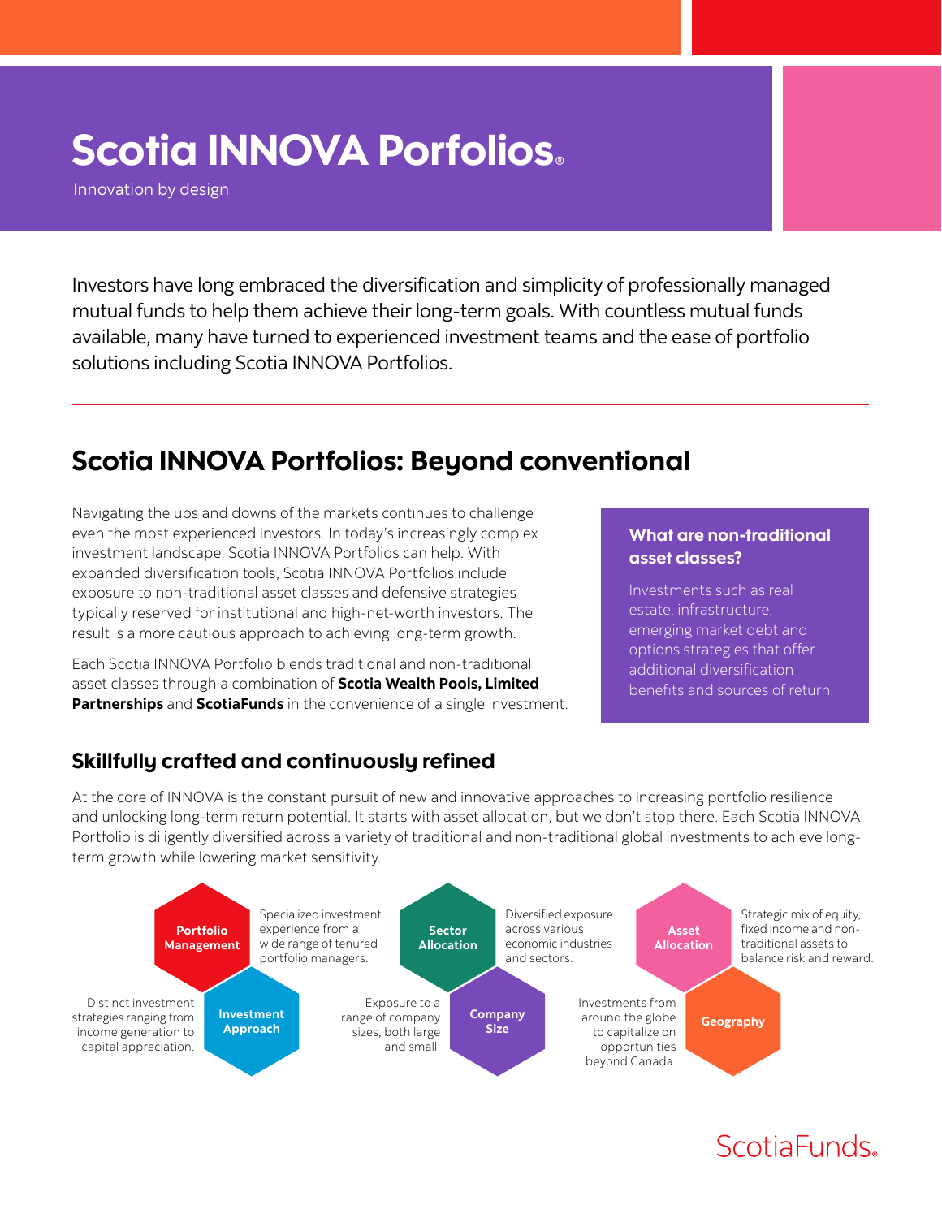# Scotia INNOVA Porfolios®

Innovation by design

Investors have long embraced the diversification and simplicity of professionally managed mutual funds to help them achieve their long-term goals. With countless mutual funds available, many have turned to experienced investment teams and the ease of portfolio solutions including Scotia INNOVA Portfolios.

## Scotia INNOVA Portfolios: Beyond conventional

Navigating the ups and downs of the markets continues to challenge even the most experienced investors. In today's increasingly complex investment landscape, Scotia INNOVA Portfolios can help. With expanded diversification tools, Scotia INNOVA Portfolios include exposure to non-traditional asset classes and defensive strategies typically reserved for institutional and high-net-worth investors. The result is a more cautious approach to achieving long-term growth.

Each Scotia INNOVA Portfolio blends traditional and non-traditional asset classes through a combination of **Scotia Wealth Pools, Limited Partnerships** and **ScotiaFunds** in the convenience of a single investment.

**What are non-traditional asset classes?**

Investments such as real estate, infrastructure, emerging market debt and options strategies that offer additional diversification benefits and sources of return.

### Skillfully crafted and continuously refined

At the core of INNOVA is the constant pursuit of new and innovative approaches to increasing portfolio resilience and unlocking long-term return potential. It starts with asset allocation, but we don't stop there. Each Scotia INNOVA Portfolio is diligently diversified across a variety of traditional and non-traditional global investments to achieve long-term growth while lowering market sensitivity.

**Portfolio Management** – Specialized investment experience from a wide range of tenured portfolio managers.

**Investment Approach** – Distinct investment strategies ranging from income generation to capital appreciation.

**Sector Allocation** – Diversified exposure across various economic industries and sectors.

**Company Size** – Exposure to a range of company sizes, both large and small.

**Asset Allocation** – Strategic mix of equity, fixed income and non-traditional assets to balance risk and reward.

**Geography** – Investments from around the globe to capitalize on opportunities beyond Canada.

ScotiaFunds®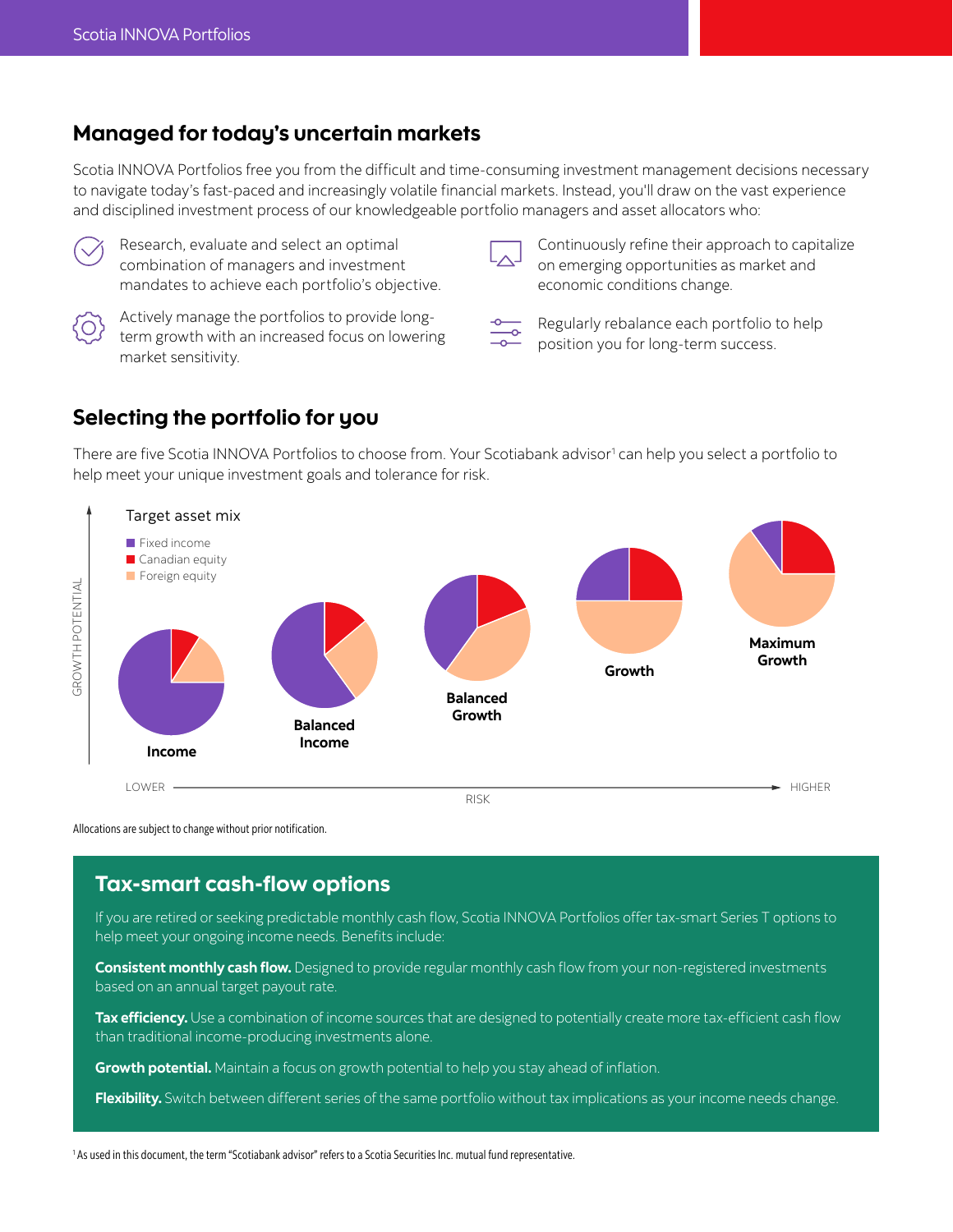## Managed for today's uncertain markets

Scotia INNOVA Portfolios free you from the difficult and time-consuming investment management decisions necessary to navigate today's fast-paced and increasingly volatile financial markets. Instead, you'll draw on the vast experience and disciplined investment process of our knowledgeable portfolio managers and asset allocators who:

- Research, evaluate and select an optimal combination of managers and investment mandates to achieve each portfolio's objective.
- Actively manage the portfolios to provide long-term growth with an increased focus on lowering market sensitivity.
- Continuously refine their approach to capitalize on emerging opportunities as market and economic conditions change.
- Regularly rebalance each portfolio to help position you for long-term success.

## Selecting the portfolio for you

There are five Scotia INNOVA Portfolios to choose from. Your Scotiabank advisor[1] can help you select a portfolio to help meet your unique investment goals and tolerance for risk.

Target asset mix

- Fixed income
- Canadian equity
- Foreign equity

GROWTH POTENTIAL

Income | Balanced Income | Balanced Growth | Growth | Maximum Growth

LOWER — RISK — HIGHER

Allocations are subject to change without prior notification.

## Tax-smart cash-flow options

If you are retired or seeking predictable monthly cash flow, Scotia INNOVA Portfolios offer tax-smart Series T options to help meet your ongoing income needs. Benefits include:

**Consistent monthly cash flow.** Designed to provide regular monthly cash flow from your non-registered investments based on an annual target payout rate.

**Tax efficiency.** Use a combination of income sources that are designed to potentially create more tax-efficient cash flow than traditional income-producing investments alone.

**Growth potential.** Maintain a focus on growth potential to help you stay ahead of inflation.

**Flexibility.** Switch between different series of the same portfolio without tax implications as your income needs change.

[1] As used in this document, the term "Scotiabank advisor" refers to a Scotia Securities Inc. mutual fund representative.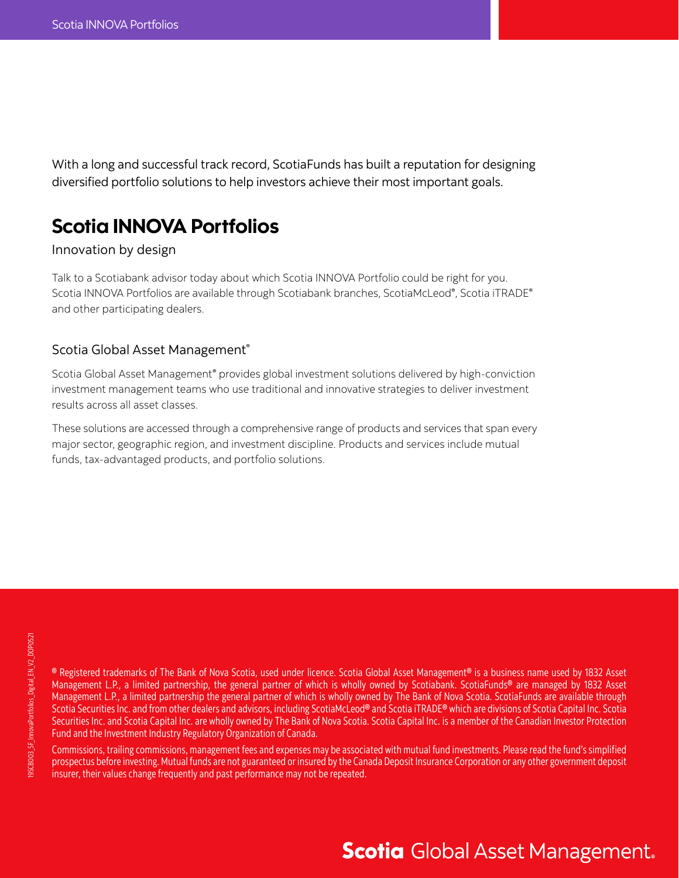With a long and successful track record, ScotiaFunds has built a reputation for designing diversified portfolio solutions to help investors achieve their most important goals.

# Scotia INNOVA Portfolios

Innovation by design

Talk to a Scotiabank advisor today about which Scotia INNOVA Portfolio could be right for you. Scotia INNOVA Portfolios are available through Scotiabank branches, ScotiaMcLeod®, Scotia iTRADE® and other participating dealers.

## Scotia Global Asset Management®

Scotia Global Asset Management® provides global investment solutions delivered by high-conviction investment management teams who use traditional and innovative strategies to deliver investment results across all asset classes.

These solutions are accessed through a comprehensive range of products and services that span every major sector, geographic region, and investment discipline. Products and services include mutual funds, tax-advantaged products, and portfolio solutions.

® Registered trademarks of The Bank of Nova Scotia, used under licence. Scotia Global Asset Management® is a business name used by 1832 Asset Management L.P., a limited partnership, the general partner of which is wholly owned by Scotiabank. ScotiaFunds® are managed by 1832 Asset Management L.P., a limited partnership the general partner of which is wholly owned by The Bank of Nova Scotia. ScotiaFunds are available through Scotia Securities Inc. and from other dealers and advisors, including ScotiaMcLeod® and Scotia iTRADE® which are divisions of Scotia Capital Inc. Scotia Securities Inc. and Scotia Capital Inc. are wholly owned by The Bank of Nova Scotia. Scotia Capital Inc. is a member of the Canadian Investor Protection Fund and the Investment Industry Regulatory Organization of Canada.

Commissions, trailing commissions, management fees and expenses may be associated with mutual fund investments. Please read the fund's simplified prospectus before investing. Mutual funds are not guaranteed or insured by the Canada Deposit Insurance Corporation or any other government deposit insurer, their values change frequently and past performance may not be repeated.

19SCB003_SF_InnovaPortfolios_Digital_EN_V2_DOP0521

**Scotia** Global Asset Management.